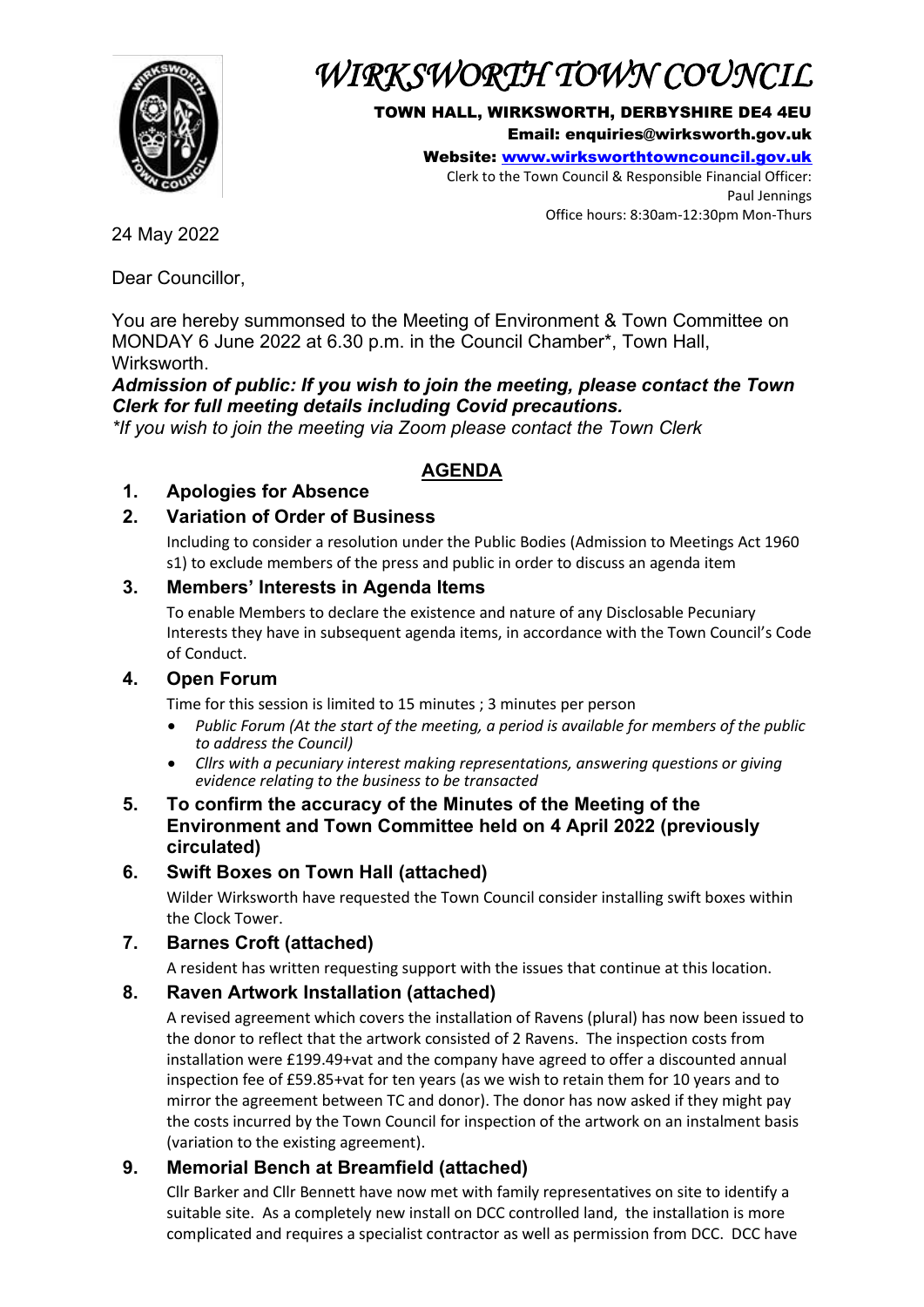# *WIRKSWORTH TOWN COUNCIL*

**TOWN HALL, WIRKSWORTH, DERBYSHIRE DE4 4EU**
**Email: enquiries@wirksworth.gov.uk**
**Website: [www.wirksworthtowncouncil.gov.uk](http://www.wirksworthtowncouncil.gov.uk)**
Clerk to the Town Council & Responsible Financial Officer:
Paul Jennings
Office hours: 8:30am-12:30pm Mon-Thurs

24 May 2022

Dear Councillor,

You are hereby summonsed to the Meeting of Environment & Town Committee on MONDAY 6 June 2022 at 6.30 p.m. in the Council Chamber*, Town Hall, Wirksworth.

***Admission of public: If you wish to join the meeting, please contact the Town Clerk for full meeting details including Covid precautions.***

*\*If you wish to join the meeting via Zoom please contact the Town Clerk*

## AGENDA

### 1. Apologies for Absence

### 2. Variation of Order of Business

Including to consider a resolution under the Public Bodies (Admission to Meetings Act 1960 s1) to exclude members of the press and public in order to discuss an agenda item

### 3. Members' Interests in Agenda Items

To enable Members to declare the existence and nature of any Disclosable Pecuniary Interests they have in subsequent agenda items, in accordance with the Town Council's Code of Conduct.

### 4. Open Forum

Time for this session is limited to 15 minutes ; 3 minutes per person

- *Public Forum (At the start of the meeting, a period is available for members of the public to address the Council)*
- *Cllrs with a pecuniary interest making representations, answering questions or giving evidence relating to the business to be transacted*

### 5. To confirm the accuracy of the Minutes of the Meeting of the Environment and Town Committee held on 4 April 2022 (previously circulated)

### 6. Swift Boxes on Town Hall (attached)

Wilder Wirksworth have requested the Town Council consider installing swift boxes within the Clock Tower.

### 7. Barnes Croft (attached)

A resident has written requesting support with the issues that continue at this location.

### 8. Raven Artwork Installation (attached)

A revised agreement which covers the installation of Ravens (plural) has now been issued to the donor to reflect that the artwork consisted of 2 Ravens. The inspection costs from installation were £199.49+vat and the company have agreed to offer a discounted annual inspection fee of £59.85+vat for ten years (as we wish to retain them for 10 years and to mirror the agreement between TC and donor). The donor has now asked if they might pay the costs incurred by the Town Council for inspection of the artwork on an instalment basis (variation to the existing agreement).

### 9. Memorial Bench at Breamfield (attached)

Cllr Barker and Cllr Bennett have now met with family representatives on site to identify a suitable site. As a completely new install on DCC controlled land, the installation is more complicated and requires a specialist contractor as well as permission from DCC. DCC have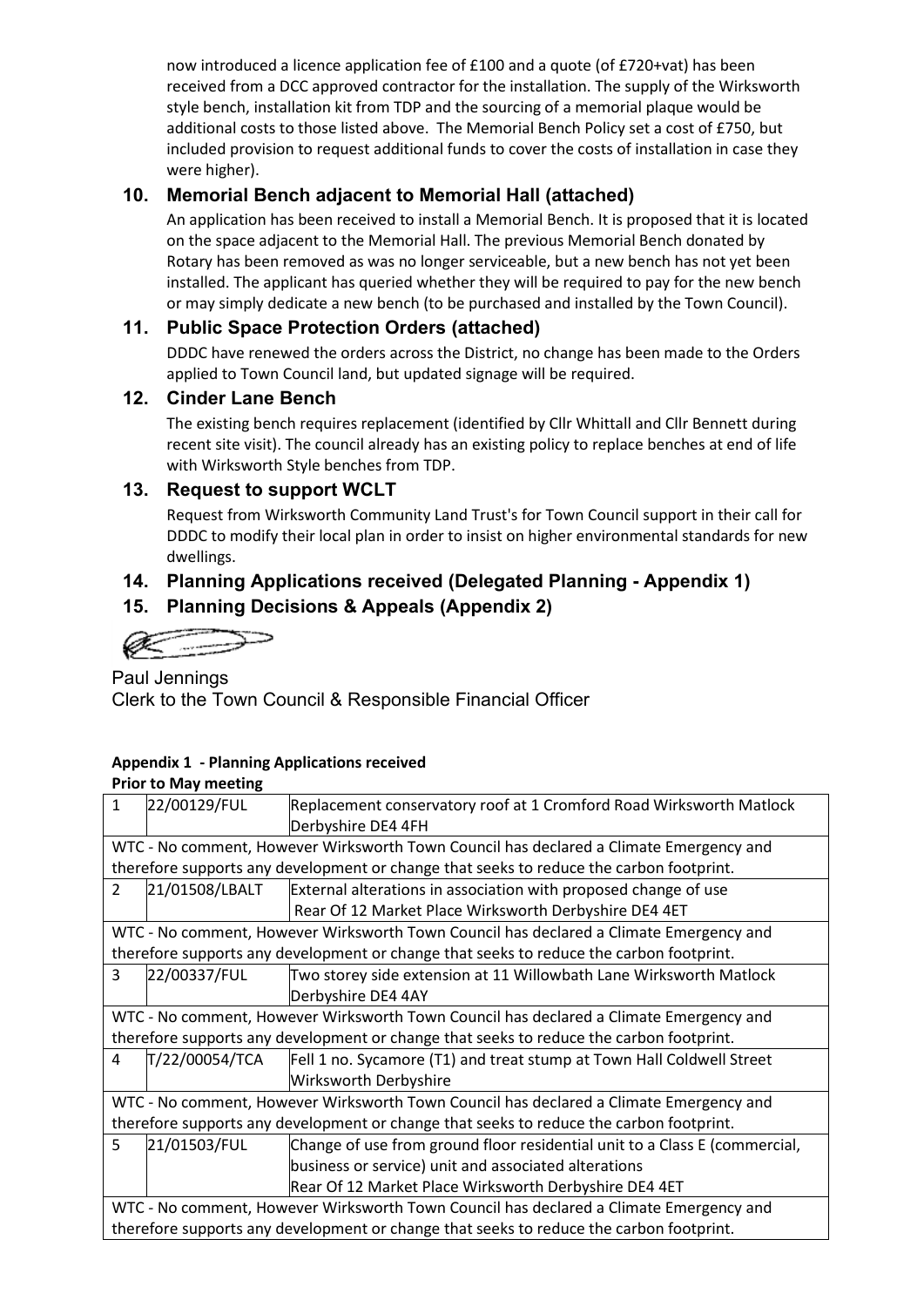now introduced a licence application fee of £100 and a quote (of £720+vat) has been received from a DCC approved contractor for the installation. The supply of the Wirksworth style bench, installation kit from TDP and the sourcing of a memorial plaque would be additional costs to those listed above. The Memorial Bench Policy set a cost of £750, but included provision to request additional funds to cover the costs of installation in case they were higher).

## 10. Memorial Bench adjacent to Memorial Hall (attached)

An application has been received to install a Memorial Bench. It is proposed that it is located on the space adjacent to the Memorial Hall. The previous Memorial Bench donated by Rotary has been removed as was no longer serviceable, but a new bench has not yet been installed. The applicant has queried whether they will be required to pay for the new bench or may simply dedicate a new bench (to be purchased and installed by the Town Council).

## 11. Public Space Protection Orders (attached)

DDDC have renewed the orders across the District, no change has been made to the Orders applied to Town Council land, but updated signage will be required.

## 12. Cinder Lane Bench

The existing bench requires replacement (identified by Cllr Whittall and Cllr Bennett during recent site visit). The council already has an existing policy to replace benches at end of life with Wirksworth Style benches from TDP.

## 13. Request to support WCLT

Request from Wirksworth Community Land Trust's for Town Council support in their call for DDDC to modify their local plan in order to insist on higher environmental standards for new dwellings.

## 14. Planning Applications received (Delegated Planning - Appendix 1)

## 15. Planning Decisions & Appeals (Appendix 2)

Paul Jennings
Clerk to the Town Council & Responsible Financial Officer

**Appendix 1 - Planning Applications received**

**Prior to May meeting**

| | | |
|---|---|---|
| 1 | 22/00129/FUL | Replacement conservatory roof at 1 Cromford Road Wirksworth Matlock Derbyshire DE4 4FH |
| WTC - No comment, However Wirksworth Town Council has declared a Climate Emergency and therefore supports any development or change that seeks to reduce the carbon footprint. | | |
| 2 | 21/01508/LBALT | External alterations in association with proposed change of use Rear Of 12 Market Place Wirksworth Derbyshire DE4 4ET |
| WTC - No comment, However Wirksworth Town Council has declared a Climate Emergency and therefore supports any development or change that seeks to reduce the carbon footprint. | | |
| 3 | 22/00337/FUL | Two storey side extension at 11 Willowbath Lane Wirksworth Matlock Derbyshire DE4 4AY |
| WTC - No comment, However Wirksworth Town Council has declared a Climate Emergency and therefore supports any development or change that seeks to reduce the carbon footprint. | | |
| 4 | T/22/00054/TCA | Fell 1 no. Sycamore (T1) and treat stump at Town Hall Coldwell Street Wirksworth Derbyshire |
| WTC - No comment, However Wirksworth Town Council has declared a Climate Emergency and therefore supports any development or change that seeks to reduce the carbon footprint. | | |
| 5 | 21/01503/FUL | Change of use from ground floor residential unit to a Class E (commercial, business or service) unit and associated alterations Rear Of 12 Market Place Wirksworth Derbyshire DE4 4ET |
| WTC - No comment, However Wirksworth Town Council has declared a Climate Emergency and therefore supports any development or change that seeks to reduce the carbon footprint. | | |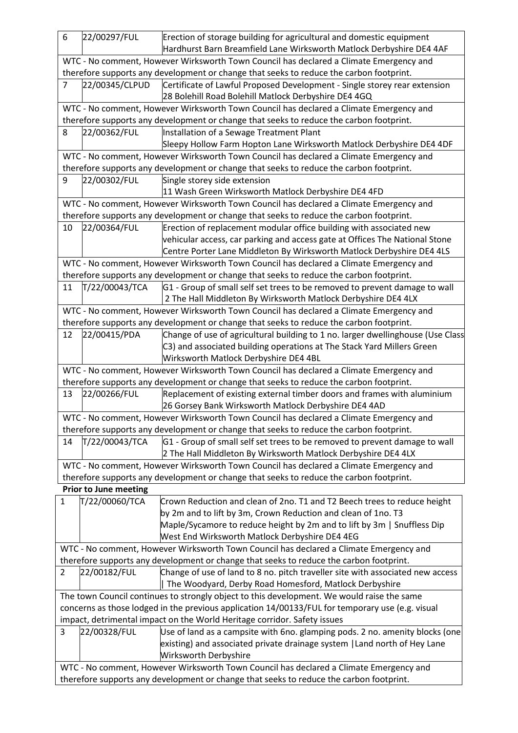| | | |
|---|---|---|
| 6 | 22/00297/FUL | Erection of storage building for agricultural and domestic equipment Hardhurst Barn Breamfield Lane Wirksworth Matlock Derbyshire DE4 4AF |
| WTC - No comment, However Wirksworth Town Council has declared a Climate Emergency and therefore supports any development or change that seeks to reduce the carbon footprint. | | |
| 7 | 22/00345/CLPUD | Certificate of Lawful Proposed Development - Single storey rear extension 28 Bolehill Road Bolehill Matlock Derbyshire DE4 4GQ |
| WTC - No comment, However Wirksworth Town Council has declared a Climate Emergency and therefore supports any development or change that seeks to reduce the carbon footprint. | | |
| 8 | 22/00362/FUL | Installation of a Sewage Treatment Plant Sleepy Hollow Farm Hopton Lane Wirksworth Matlock Derbyshire DE4 4DF |
| WTC - No comment, However Wirksworth Town Council has declared a Climate Emergency and therefore supports any development or change that seeks to reduce the carbon footprint. | | |
| 9 | 22/00302/FUL | Single storey side extension 11 Wash Green Wirksworth Matlock Derbyshire DE4 4FD |
| WTC - No comment, However Wirksworth Town Council has declared a Climate Emergency and therefore supports any development or change that seeks to reduce the carbon footprint. | | |
| 10 | 22/00364/FUL | Erection of replacement modular office building with associated new vehicular access, car parking and access gate at Offices The National Stone Centre Porter Lane Middleton By Wirksworth Matlock Derbyshire DE4 4LS |
| WTC - No comment, However Wirksworth Town Council has declared a Climate Emergency and therefore supports any development or change that seeks to reduce the carbon footprint. | | |
| 11 | T/22/00043/TCA | G1 - Group of small self set trees to be removed to prevent damage to wall 2 The Hall Middleton By Wirksworth Matlock Derbyshire DE4 4LX |
| WTC - No comment, However Wirksworth Town Council has declared a Climate Emergency and therefore supports any development or change that seeks to reduce the carbon footprint. | | |
| 12 | 22/00415/PDA | Change of use of agricultural building to 1 no. larger dwellinghouse (Use Class C3) and associated building operations at The Stack Yard Millers Green Wirksworth Matlock Derbyshire DE4 4BL |
| WTC - No comment, However Wirksworth Town Council has declared a Climate Emergency and therefore supports any development or change that seeks to reduce the carbon footprint. | | |
| 13 | 22/00266/FUL | Replacement of existing external timber doors and frames with aluminium 26 Gorsey Bank Wirksworth Matlock Derbyshire DE4 4AD |
| WTC - No comment, However Wirksworth Town Council has declared a Climate Emergency and therefore supports any development or change that seeks to reduce the carbon footprint. | | |
| 14 | T/22/00043/TCA | G1 - Group of small self set trees to be removed to prevent damage to wall 2 The Hall Middleton By Wirksworth Matlock Derbyshire DE4 4LX |
| WTC - No comment, However Wirksworth Town Council has declared a Climate Emergency and therefore supports any development or change that seeks to reduce the carbon footprint. | | |

**Prior to June meeting**

| | | |
|---|---|---|
| 1 | T/22/00060/TCA | Crown Reduction and clean of 2no. T1 and T2 Beech trees to reduce height by 2m and to lift by 3m, Crown Reduction and clean of 1no. T3 Maple/Sycamore to reduce height by 2m and to lift by 3m \| Snuffless Dip West End Wirksworth Matlock Derbyshire DE4 4EG |
| WTC - No comment, However Wirksworth Town Council has declared a Climate Emergency and therefore supports any development or change that seeks to reduce the carbon footprint. | | |
| 2 | 22/00182/FUL | Change of use of land to 8 no. pitch traveller site with associated new access \| The Woodyard, Derby Road Homesford, Matlock Derbyshire |
| The town Council continues to strongly object to this development. We would raise the same concerns as those lodged in the previous application 14/00133/FUL for temporary use (e.g. visual impact, detrimental impact on the World Heritage corridor. Safety issues | | |
| 3 | 22/00328/FUL | Use of land as a campsite with 6no. glamping pods. 2 no. amenity blocks (one existing) and associated private drainage system \|Land north of Hey Lane Wirksworth Derbyshire |
| WTC - No comment, However Wirksworth Town Council has declared a Climate Emergency and therefore supports any development or change that seeks to reduce the carbon footprint. | | |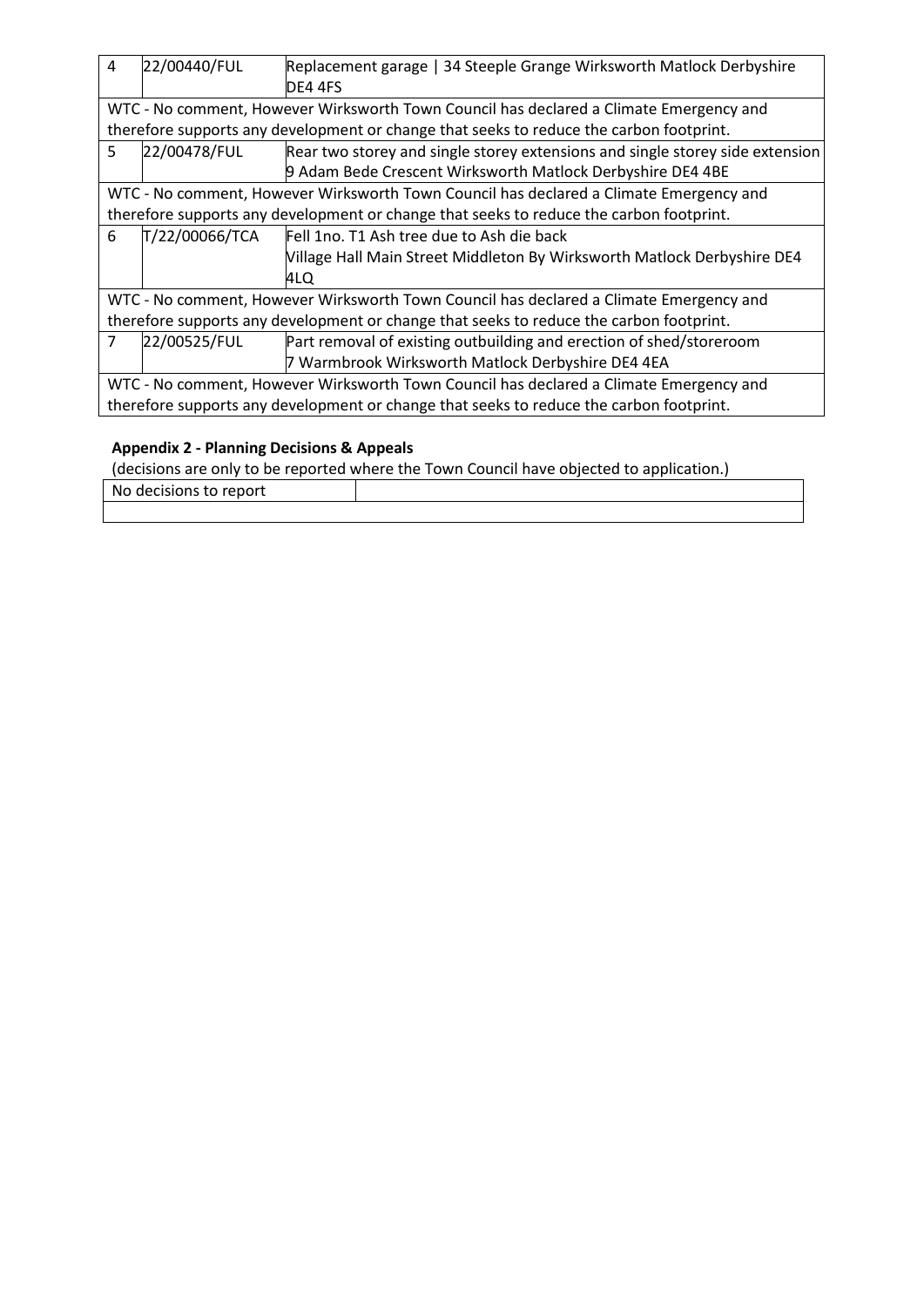| | | |
|---|---|---|
| 4 | 22/00440/FUL | Replacement garage \| 34 Steeple Grange Wirksworth Matlock Derbyshire DE4 4FS |
| WTC - No comment, However Wirksworth Town Council has declared a Climate Emergency and therefore supports any development or change that seeks to reduce the carbon footprint. | | |
| 5 | 22/00478/FUL | Rear two storey and single storey extensions and single storey side extension 9 Adam Bede Crescent Wirksworth Matlock Derbyshire DE4 4BE |
| WTC - No comment, However Wirksworth Town Council has declared a Climate Emergency and therefore supports any development or change that seeks to reduce the carbon footprint. | | |
| 6 | T/22/00066/TCA | Fell 1no. T1 Ash tree due to Ash die back Village Hall Main Street Middleton By Wirksworth Matlock Derbyshire DE4 4LQ |
| WTC - No comment, However Wirksworth Town Council has declared a Climate Emergency and therefore supports any development or change that seeks to reduce the carbon footprint. | | |
| 7 | 22/00525/FUL | Part removal of existing outbuilding and erection of shed/storeroom 7 Warmbrook Wirksworth Matlock Derbyshire DE4 4EA |
| WTC - No comment, However Wirksworth Town Council has declared a Climate Emergency and therefore supports any development or change that seeks to reduce the carbon footprint. | | |

**Appendix 2 - Planning Decisions & Appeals**

(decisions are only to be reported where the Town Council have objected to application.)

| | |
|---|---|
| No decisions to report | |
| | |